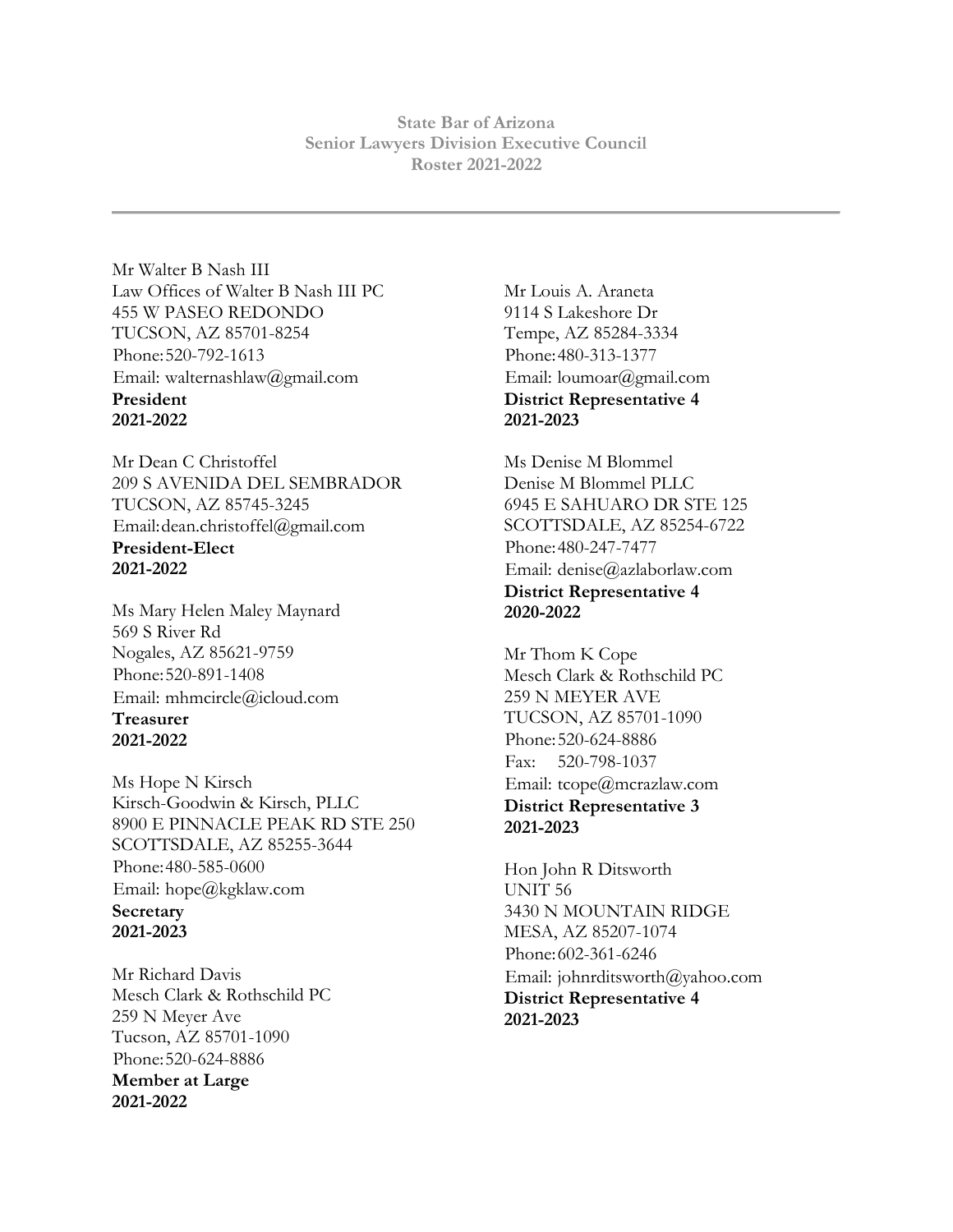**State Bar of Arizona**
**Senior Lawyers Division Executive Council**
**Roster 2021-2022**

---

Mr Walter B Nash III
Law Offices of Walter B Nash III PC
455 W PASEO REDONDO
TUCSON, AZ 85701-8254
Phone: 520-792-1613
Email: walternashlaw@gmail.com
**President**
**2021-2022**

Mr Dean C Christoffel
209 S AVENIDA DEL SEMBRADOR
TUCSON, AZ 85745-3245
Email: dean.christoffel@gmail.com
**President-Elect**
**2021-2022**

Ms Mary Helen Maley Maynard
569 S River Rd
Nogales, AZ 85621-9759
Phone: 520-891-1408
Email: mhmcircle@icloud.com
**Treasurer**
**2021-2022**

Ms Hope N Kirsch
Kirsch-Goodwin & Kirsch, PLLC
8900 E PINNACLE PEAK RD STE 250
SCOTTSDALE, AZ 85255-3644
Phone: 480-585-0600
Email: hope@kgklaw.com
**Secretary**
**2021-2023**

Mr Richard Davis
Mesch Clark & Rothschild PC
259 N Meyer Ave
Tucson, AZ 85701-1090
Phone: 520-624-8886
**Member at Large**
**2021-2022**

Mr Louis A. Araneta
9114 S Lakeshore Dr
Tempe, AZ 85284-3334
Phone: 480-313-1377
Email: loumoar@gmail.com
**District Representative 4**
**2021-2023**

Ms Denise M Blommel
Denise M Blommel PLLC
6945 E SAHUARO DR STE 125
SCOTTSDALE, AZ 85254-6722
Phone: 480-247-7477
Email: denise@azlaborlaw.com
**District Representative 4**
**2020-2022**

Mr Thom K Cope
Mesch Clark & Rothschild PC
259 N MEYER AVE
TUCSON, AZ 85701-1090
Phone: 520-624-8886
Fax: 520-798-1037
Email: tcope@mcrazlaw.com
**District Representative 3**
**2021-2023**

Hon John R Ditsworth
UNIT 56
3430 N MOUNTAIN RIDGE
MESA, AZ 85207-1074
Phone: 602-361-6246
Email: johnrditsworth@yahoo.com
**District Representative 4**
**2021-2023**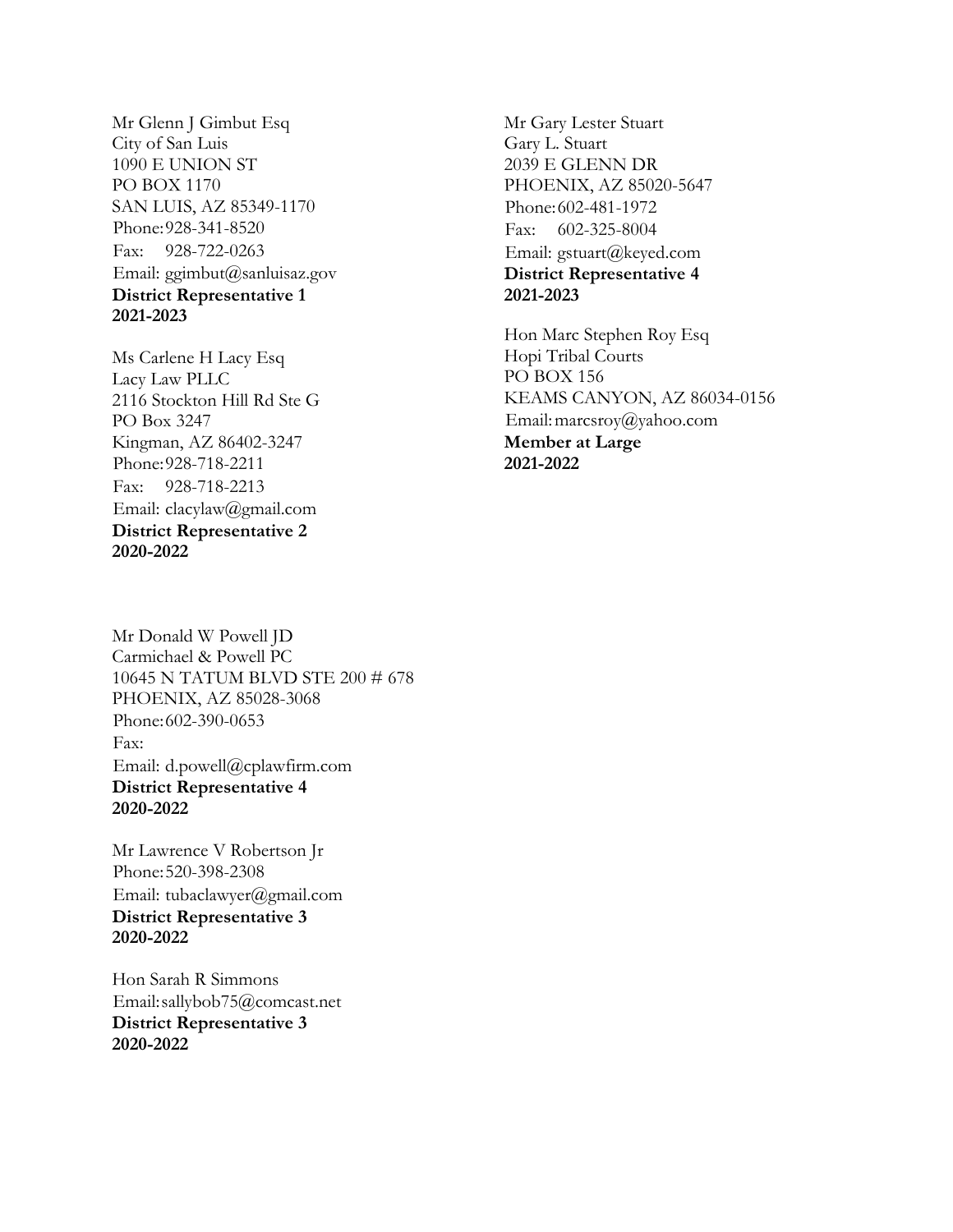Mr Glenn J Gimbut Esq
City of San Luis
1090 E UNION ST
PO BOX 1170
SAN LUIS, AZ 85349-1170
Phone: 928-341-8520
Fax: 928-722-0263
Email: ggimbut@sanluisaz.gov
**District Representative 1**
**2021-2023**

Ms Carlene H Lacy Esq
Lacy Law PLLC
2116 Stockton Hill Rd Ste G
PO Box 3247
Kingman, AZ 86402-3247
Phone: 928-718-2211
Fax: 928-718-2213
Email: clacylaw@gmail.com
**District Representative 2**
**2020-2022**

Mr Donald W Powell JD
Carmichael & Powell PC
10645 N TATUM BLVD STE 200 # 678
PHOENIX, AZ 85028-3068
Phone: 602-390-0653
Fax:
Email: d.powell@cplawfirm.com
**District Representative 4**
**2020-2022**

Mr Lawrence V Robertson Jr
Phone: 520-398-2308
Email: tubaclawyer@gmail.com
**District Representative 3**
**2020-2022**

Hon Sarah R Simmons
Email: sallybob75@comcast.net
**District Representative 3**
**2020-2022**

Mr Gary Lester Stuart
Gary L. Stuart
2039 E GLENN DR
PHOENIX, AZ 85020-5647
Phone: 602-481-1972
Fax: 602-325-8004
Email: gstuart@keyed.com
**District Representative 4**
**2021-2023**

Hon Marc Stephen Roy Esq
Hopi Tribal Courts
PO BOX 156
KEAMS CANYON, AZ 86034-0156
Email: marcsroy@yahoo.com
**Member at Large**
**2021-2022**